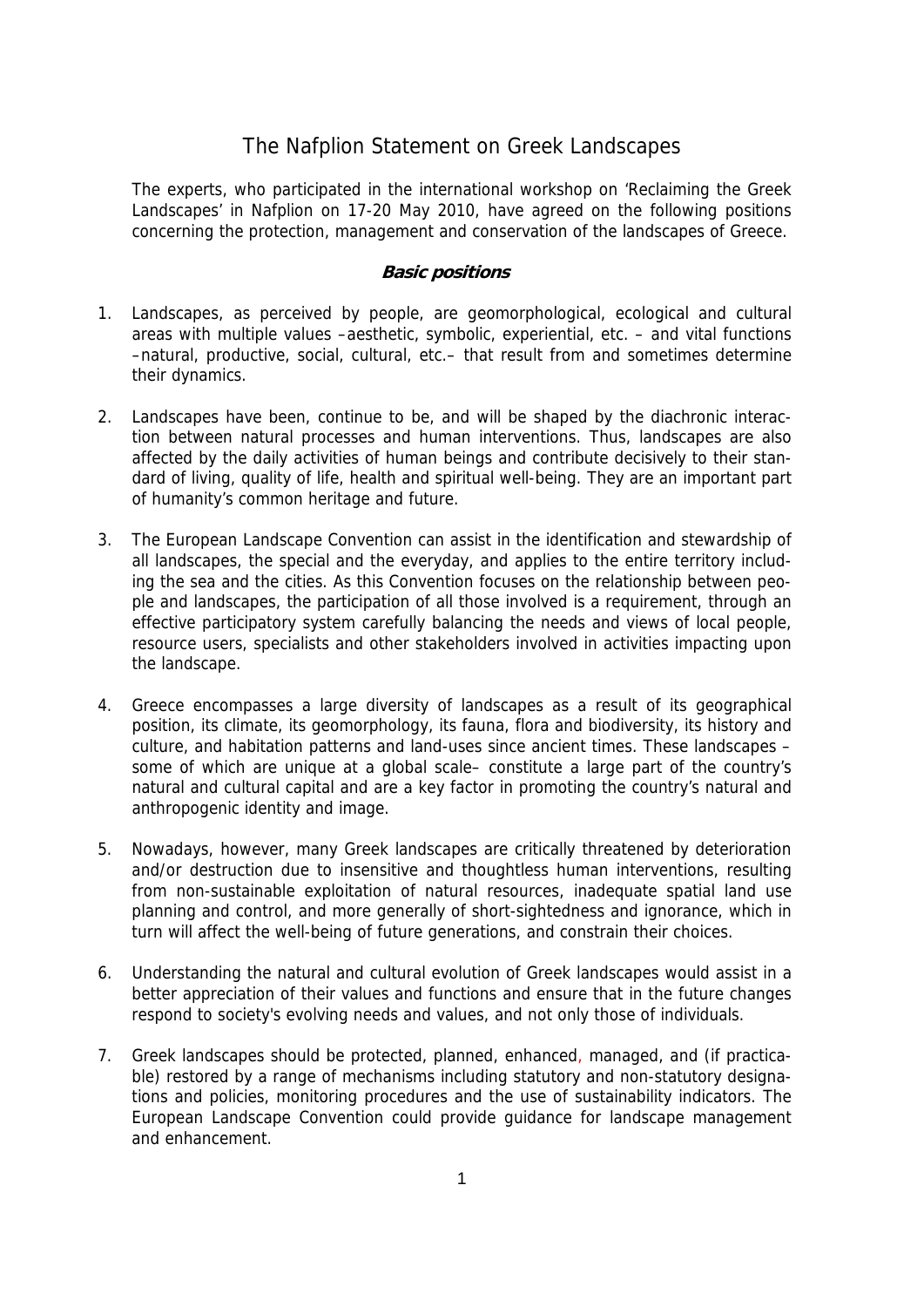# The Nafplion Statement on Greek Landscapes

The experts, who participated in the international workshop on 'Reclaiming the Greek Landscapes' in Nafplion on 17-20 May 2010, have agreed on the following positions concerning the protection, management and conservation of the landscapes of Greece.

### Basic positions

1. Landscapes, as perceived by people, are geomorphological, ecological and cultural areas with multiple values –aesthetic, symbolic, experiential, etc. – and vital functions –natural, productive, social, cultural, etc.– that result from and sometimes determine their dynamics.

2. Landscapes have been, continue to be, and will be shaped by the diachronic interaction between natural processes and human interventions. Thus, landscapes are also affected by the daily activities of human beings and contribute decisively to their standard of living, quality of life, health and spiritual well-being. They are an important part of humanity's common heritage and future.

3. The European Landscape Convention can assist in the identification and stewardship of all landscapes, the special and the everyday, and applies to the entire territory including the sea and the cities. As this Convention focuses on the relationship between people and landscapes, the participation of all those involved is a requirement, through an effective participatory system carefully balancing the needs and views of local people, resource users, specialists and other stakeholders involved in activities impacting upon the landscape.

4. Greece encompasses a large diversity of landscapes as a result of its geographical position, its climate, its geomorphology, its fauna, flora and biodiversity, its history and culture, and habitation patterns and land-uses since ancient times. These landscapes – some of which are unique at a global scale– constitute a large part of the country's natural and cultural capital and are a key factor in promoting the country's natural and anthropogenic identity and image.

5. Nowadays, however, many Greek landscapes are critically threatened by deterioration and/or destruction due to insensitive and thoughtless human interventions, resulting from non-sustainable exploitation of natural resources, inadequate spatial land use planning and control, and more generally of short-sightedness and ignorance, which in turn will affect the well-being of future generations, and constrain their choices.

6. Understanding the natural and cultural evolution of Greek landscapes would assist in a better appreciation of their values and functions and ensure that in the future changes respond to society's evolving needs and values, and not only those of individuals.

7. Greek landscapes should be protected, planned, enhanced, managed, and (if practicable) restored by a range of mechanisms including statutory and non-statutory designations and policies, monitoring procedures and the use of sustainability indicators. The European Landscape Convention could provide guidance for landscape management and enhancement.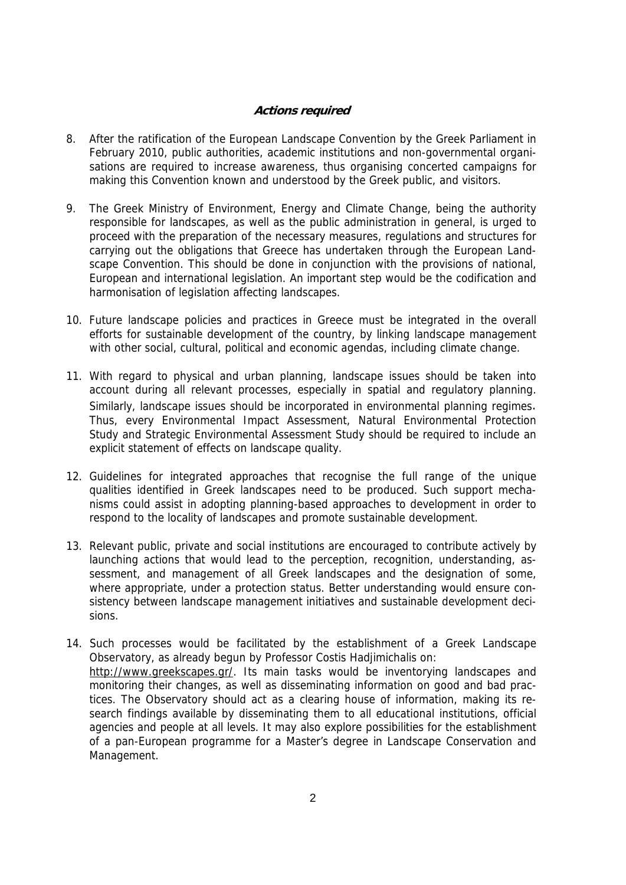### ***Actions required***

8. After the ratification of the European Landscape Convention by the Greek Parliament in February 2010, public authorities, academic institutions and non-governmental organisations are required to increase awareness, thus organising concerted campaigns for making this Convention known and understood by the Greek public, and visitors.

9. The Greek Ministry of Environment, Energy and Climate Change, being the authority responsible for landscapes, as well as the public administration in general, is urged to proceed with the preparation of the necessary measures, regulations and structures for carrying out the obligations that Greece has undertaken through the European Landscape Convention. This should be done in conjunction with the provisions of national, European and international legislation. An important step would be the codification and harmonisation of legislation affecting landscapes.

10. Future landscape policies and practices in Greece must be integrated in the overall efforts for sustainable development of the country, by linking landscape management with other social, cultural, political and economic agendas, including climate change.

11. With regard to physical and urban planning, landscape issues should be taken into account during all relevant processes, especially in spatial and regulatory planning. Similarly, landscape issues should be incorporated in environmental planning regimes. Thus, every Environmental Impact Assessment, Natural Environmental Protection Study and Strategic Environmental Assessment Study should be required to include an explicit statement of effects on landscape quality.

12. Guidelines for integrated approaches that recognise the full range of the unique qualities identified in Greek landscapes need to be produced. Such support mechanisms could assist in adopting planning-based approaches to development in order to respond to the locality of landscapes and promote sustainable development.

13. Relevant public, private and social institutions are encouraged to contribute actively by launching actions that would lead to the perception, recognition, understanding, assessment, and management of all Greek landscapes and the designation of some, where appropriate, under a protection status. Better understanding would ensure consistency between landscape management initiatives and sustainable development decisions.

14. Such processes would be facilitated by the establishment of a Greek Landscape Observatory, as already begun by Professor Costis Hadjimichalis on: http://www.greekscapes.gr/. Its main tasks would be inventorying landscapes and monitoring their changes, as well as disseminating information on good and bad practices. The Observatory should act as a clearing house of information, making its research findings available by disseminating them to all educational institutions, official agencies and people at all levels. It may also explore possibilities for the establishment of a pan-European programme for a Master's degree in Landscape Conservation and Management.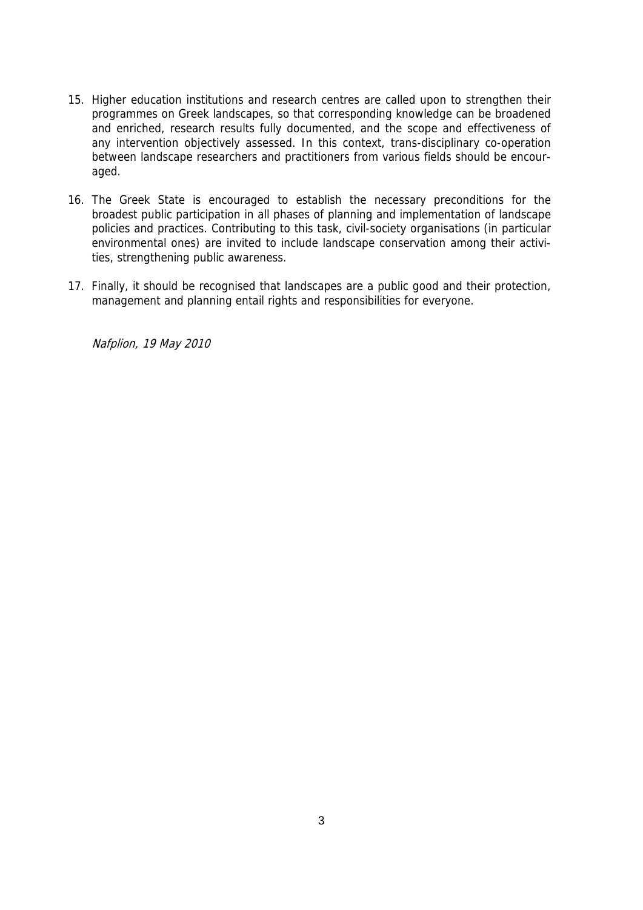15. Higher education institutions and research centres are called upon to strengthen their programmes on Greek landscapes, so that corresponding knowledge can be broadened and enriched, research results fully documented, and the scope and effectiveness of any intervention objectively assessed. In this context, trans-disciplinary co-operation between landscape researchers and practitioners from various fields should be encouraged.

16. The Greek State is encouraged to establish the necessary preconditions for the broadest public participation in all phases of planning and implementation of landscape policies and practices. Contributing to this task, civil-society organisations (in particular environmental ones) are invited to include landscape conservation among their activities, strengthening public awareness.

17. Finally, it should be recognised that landscapes are a public good and their protection, management and planning entail rights and responsibilities for everyone.

*Nafplion, 19 May 2010*